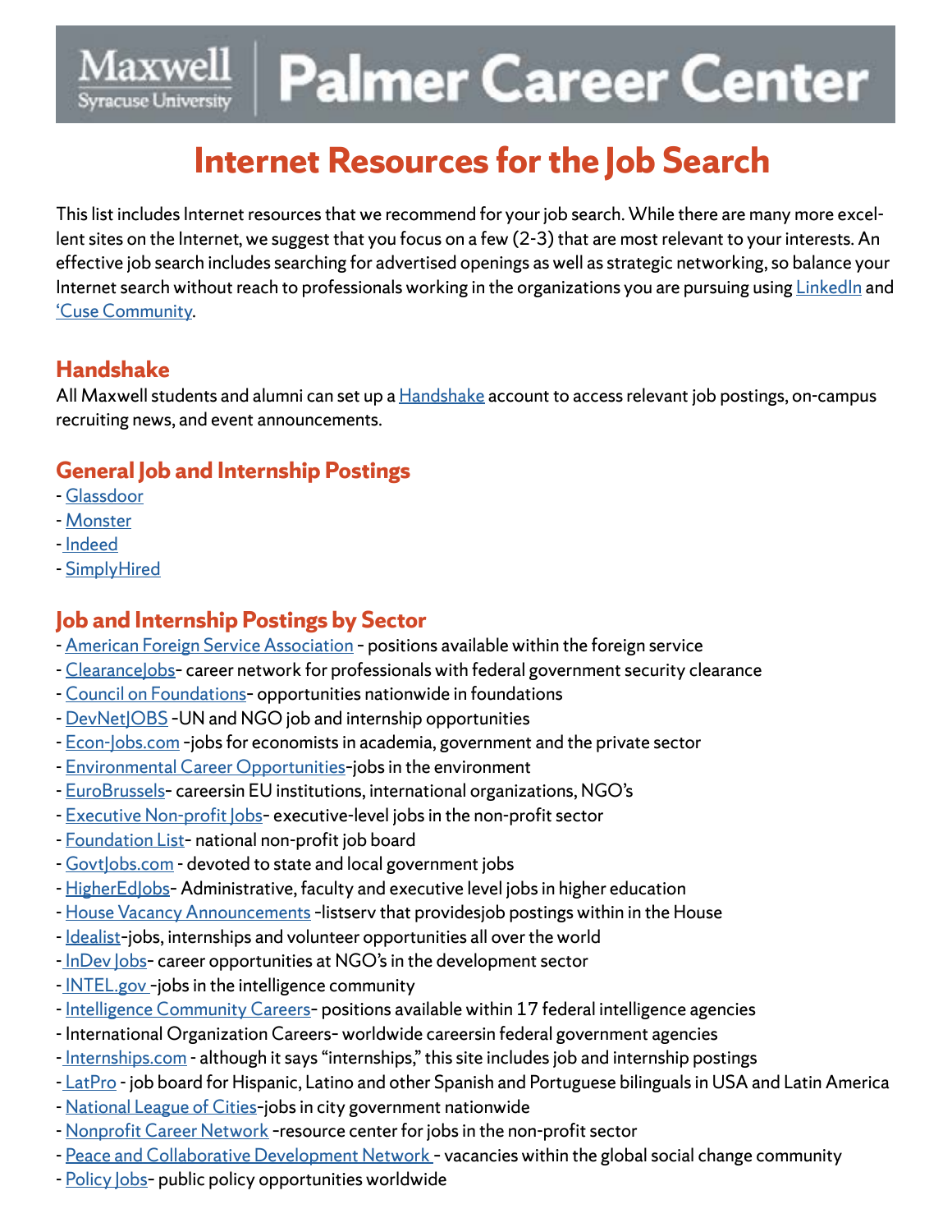Maxwell Syracuse University | Palmer Career Center

# Internet Resources for the Job Search

This list includes Internet resources that we recommend for your job search. While there are many more excellent sites on the Internet, we suggest that you focus on a few (2-3) that are most relevant to your interests. An effective job search includes searching for advertised openings as well as strategic networking, so balance your Internet search without reach to professionals working in the organizations you are pursuing using LinkedIn and 'Cuse Community.

## Handshake

All Maxwell students and alumni can set up a Handshake account to access relevant job postings, on-campus recruiting news, and event announcements.

## General Job and Internship Postings

- Glassdoor
- Monster
- Indeed
- SimplyHired

## Job and Internship Postings by Sector

- American Foreign Service Association - positions available within the foreign service
- ClearanceJobs- career network for professionals with federal government security clearance
- Council on Foundations- opportunities nationwide in foundations
- DevNetJOBS -UN and NGO job and internship opportunities
- Econ-Jobs.com -jobs for economists in academia, government and the private sector
- Environmental Career Opportunities-jobs in the environment
- EuroBrussels- careersin EU institutions, international organizations, NGO's
- Executive Non-profit Jobs- executive-level jobs in the non-profit sector
- Foundation List- national non-profit job board
- GovtJobs.com - devoted to state and local government jobs
- HigherEdJobs- Administrative, faculty and executive level jobs in higher education
- House Vacancy Announcements -listserv that providesjob postings within in the House
- Idealist-jobs, internships and volunteer opportunities all over the world
- InDev Jobs- career opportunities at NGO's in the development sector
- INTEL.gov -jobs in the intelligence community
- Intelligence Community Careers- positions available within 17 federal intelligence agencies
- International Organization Careers- worldwide careersin federal government agencies
- Internships.com - although it says "internships," this site includes job and internship postings
- LatPro - job board for Hispanic, Latino and other Spanish and Portuguese bilinguals in USA and Latin America
- National League of Cities-jobs in city government nationwide
- Nonprofit Career Network -resource center for jobs in the non-profit sector
- Peace and Collaborative Development Network - vacancies within the global social change community
- Policy Jobs- public policy opportunities worldwide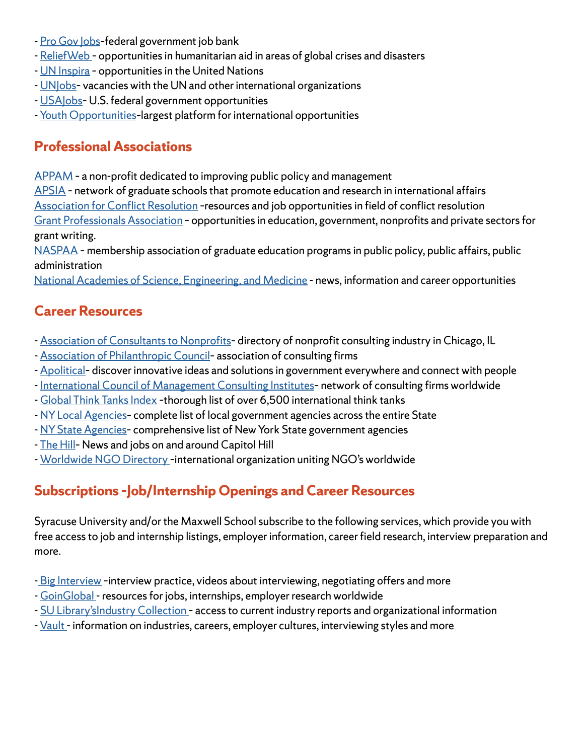- Pro Gov Jobs-federal government job bank
- ReliefWeb - opportunities in humanitarian aid in areas of global crises and disasters
- UN Inspira - opportunities in the United Nations
- UNJobs- vacancies with the UN and other international organizations
- USAJobs- U.S. federal government opportunities
- Youth Opportunities-largest platform for international opportunities

## Professional Associations

APPAM - a non-profit dedicated to improving public policy and management
APSIA - network of graduate schools that promote education and research in international affairs
Association for Conflict Resolution -resources and job opportunities in field of conflict resolution
Grant Professionals Association - opportunities in education, government, nonprofits and private sectors for grant writing.
NASPAA - membership association of graduate education programs in public policy, public affairs, public administration
National Academies of Science, Engineering, and Medicine - news, information and career opportunities

## Career Resources

- Association of Consultants to Nonprofits- directory of nonprofit consulting industry in Chicago, IL
- Association of Philanthropic Council- association of consulting firms
- Apolitical- discover innovative ideas and solutions in government everywhere and connect with people
- International Council of Management Consulting Institutes- network of consulting firms worldwide
- Global Think Tanks Index -thorough list of over 6,500 international think tanks
- NY Local Agencies- complete list of local government agencies across the entire State
- NY State Agencies- comprehensive list of New York State government agencies
- The Hill- News and jobs on and around Capitol Hill
- Worldwide NGO Directory -international organization uniting NGO's worldwide

## Subscriptions -Job/Internship Openings and Career Resources

Syracuse University and/or the Maxwell School subscribe to the following services, which provide you with free access to job and internship listings, employer information, career field research, interview preparation and more.

- Big Interview -interview practice, videos about interviewing, negotiating offers and more
- GoinGlobal - resources for jobs, internships, employer research worldwide
- SU Library'sIndustry Collection - access to current industry reports and organizational information
- Vault - information on industries, careers, employer cultures, interviewing styles and more